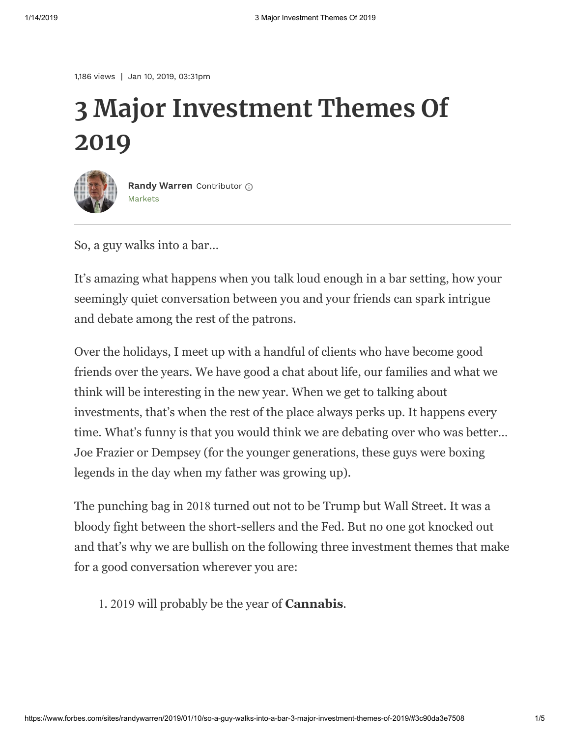1,186 views | Jan 10, 2019, 03:31pm

# 3 Major Investment Themes Of 2019

**Randy Warren** Contributor
Markets

So, a guy walks into a bar…

It's amazing what happens when you talk loud enough in a bar setting, how your seemingly quiet conversation between you and your friends can spark intrigue and debate among the rest of the patrons.

Over the holidays, I meet up with a handful of clients who have become good friends over the years. We have good a chat about life, our families and what we think will be interesting in the new year. When we get to talking about investments, that's when the rest of the place always perks up. It happens every time. What's funny is that you would think we are debating over who was better… Joe Frazier or Dempsey (for the younger generations, these guys were boxing legends in the day when my father was growing up).

The punching bag in 2018 turned out not to be Trump but Wall Street. It was a bloody fight between the short-sellers and the Fed. But no one got knocked out and that's why we are bullish on the following three investment themes that make for a good conversation wherever you are:

1. 2019 will probably be the year of **Cannabis**.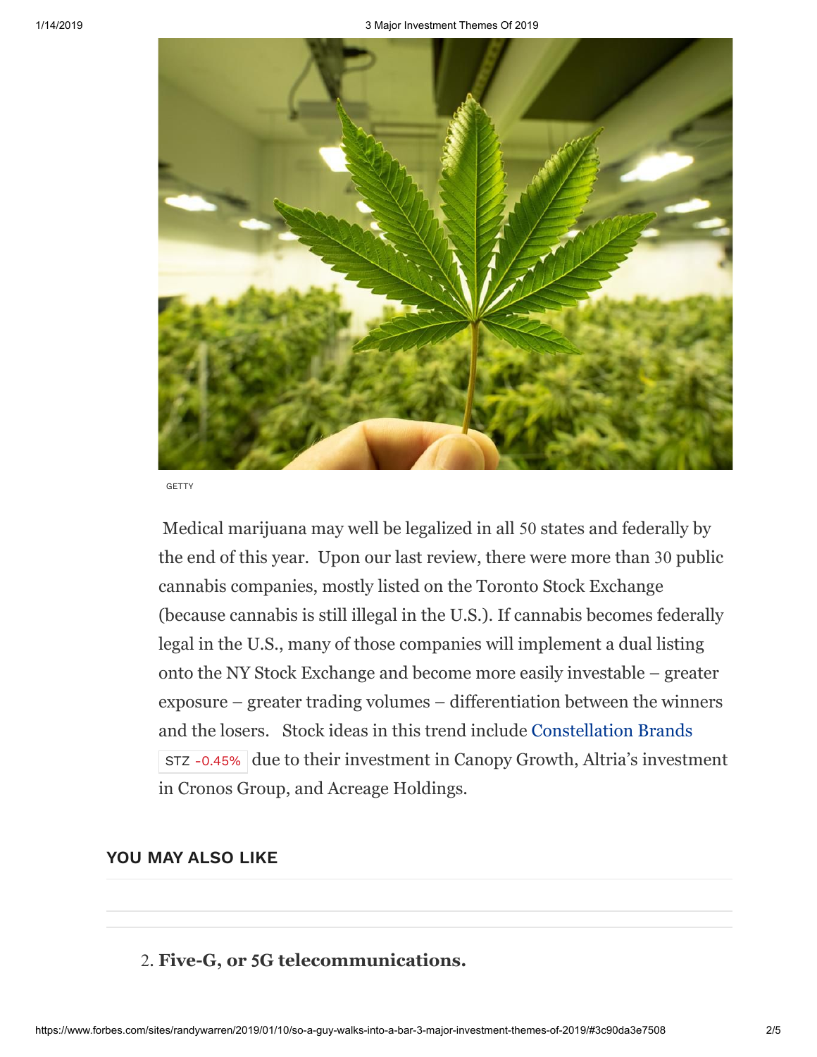GETTY

Medical marijuana may well be legalized in all 50 states and federally by the end of this year. Upon our last review, there were more than 30 public cannabis companies, mostly listed on the Toronto Stock Exchange (because cannabis is still illegal in the U.S.). If cannabis becomes federally legal in the U.S., many of those companies will implement a dual listing onto the NY Stock Exchange and become more easily investable – greater exposure – greater trading volumes – differentiation between the winners and the losers. Stock ideas in this trend include Constellation Brands STZ -0.45% due to their investment in Canopy Growth, Altria's investment in Cronos Group, and Acreage Holdings.

**YOU MAY ALSO LIKE**

2. **Five-G, or 5G telecommunications.**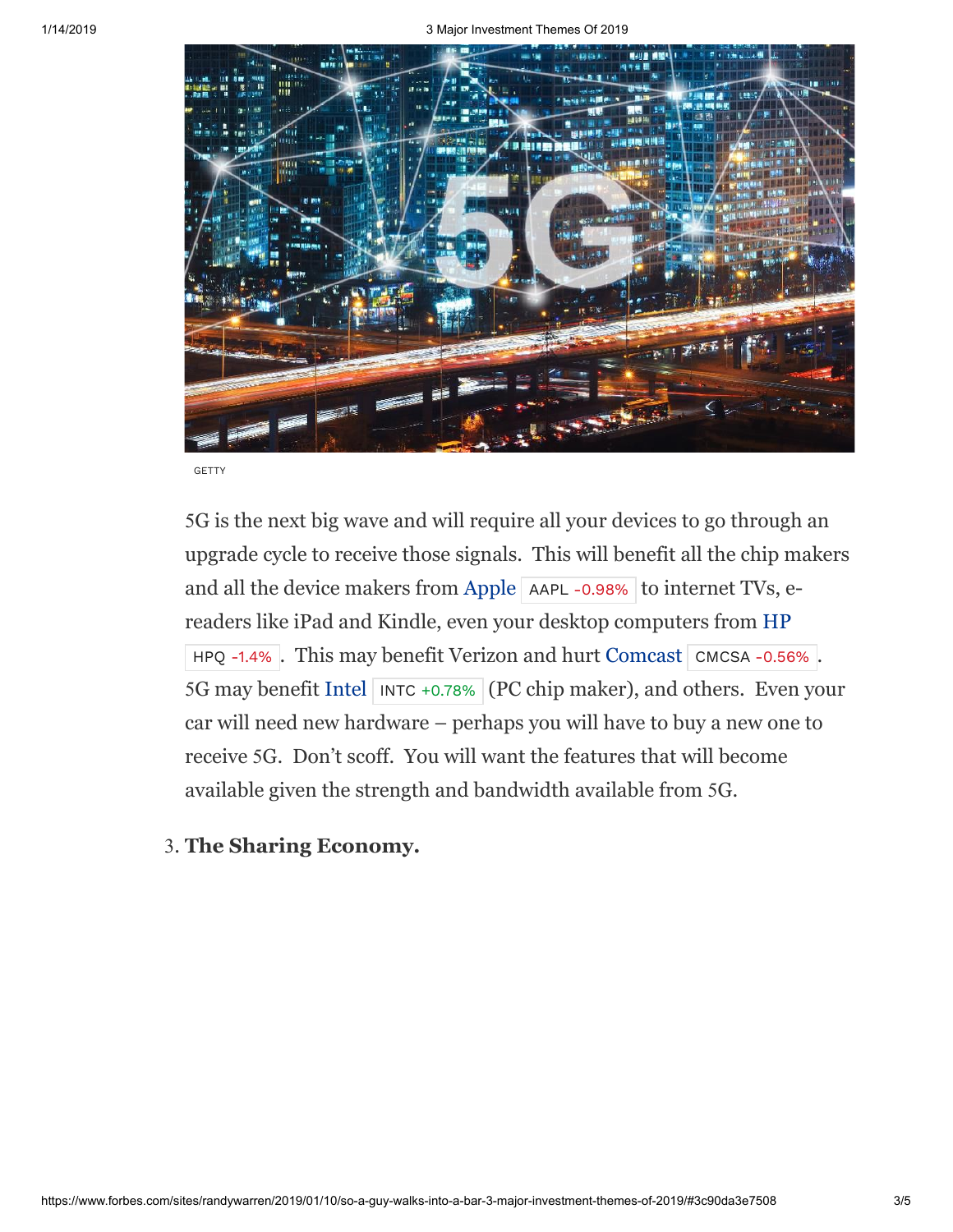GETTY

5G is the next big wave and will require all your devices to go through an upgrade cycle to receive those signals. This will benefit all the chip makers and all the device makers from Apple AAPL -0.98% to internet TVs, e-readers like iPad and Kindle, even your desktop computers from HP HPQ -1.4%. This may benefit Verizon and hurt Comcast CMCSA -0.56%. 5G may benefit Intel INTC +0.78% (PC chip maker), and others. Even your car will need new hardware – perhaps you will have to buy a new one to receive 5G. Don't scoff. You will want the features that will become available given the strength and bandwidth available from 5G.

3. **The Sharing Economy.**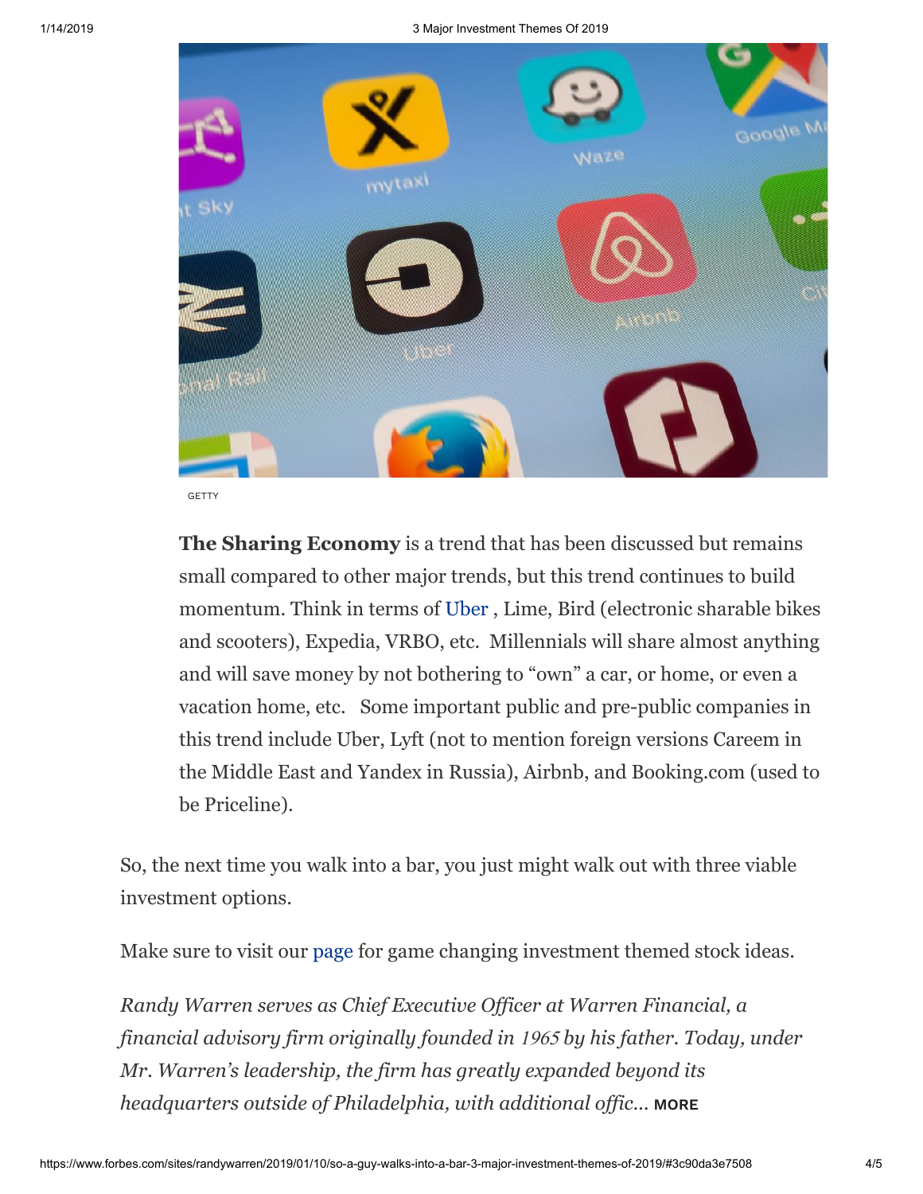GETTY

**The Sharing Economy** is a trend that has been discussed but remains small compared to other major trends, but this trend continues to build momentum. Think in terms of Uber , Lime, Bird (electronic sharable bikes and scooters), Expedia, VRBO, etc.  Millennials will share almost anything and will save money by not bothering to "own" a car, or home, or even a vacation home, etc.   Some important public and pre-public companies in this trend include Uber, Lyft (not to mention foreign versions Careem in the Middle East and Yandex in Russia), Airbnb, and Booking.com (used to be Priceline).

So, the next time you walk into a bar, you just might walk out with three viable investment options.

Make sure to visit our page for game changing investment themed stock ideas.

*Randy Warren serves as Chief Executive Officer at Warren Financial, a financial advisory firm originally founded in 1965 by his father. Today, under Mr. Warren's leadership, the firm has greatly expanded beyond its headquarters outside of Philadelphia, with additional offic...* **MORE**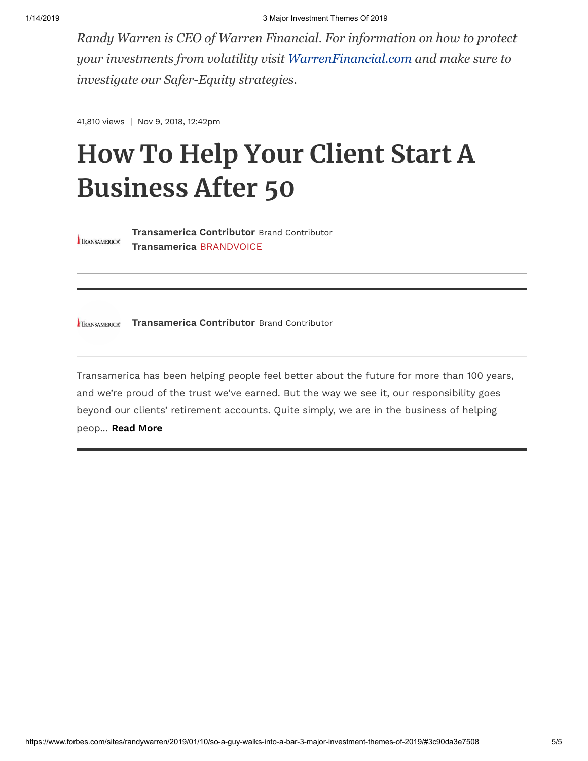*Randy Warren is CEO of Warren Financial. For information on how to protect your investments from volatility visit WarrenFinancial.com and make sure to investigate our Safer-Equity strategies.*

41,810 views | Nov 9, 2018, 12:42pm

# How To Help Your Client Start A Business After 50

**Transamerica Contributor** Brand Contributor
**Transamerica** BRANDVOICE

---

**Transamerica Contributor** Brand Contributor

Transamerica has been helping people feel better about the future for more than 100 years, and we're proud of the trust we've earned. But the way we see it, our responsibility goes beyond our clients' retirement accounts. Quite simply, we are in the business of helping peop... **Read More**